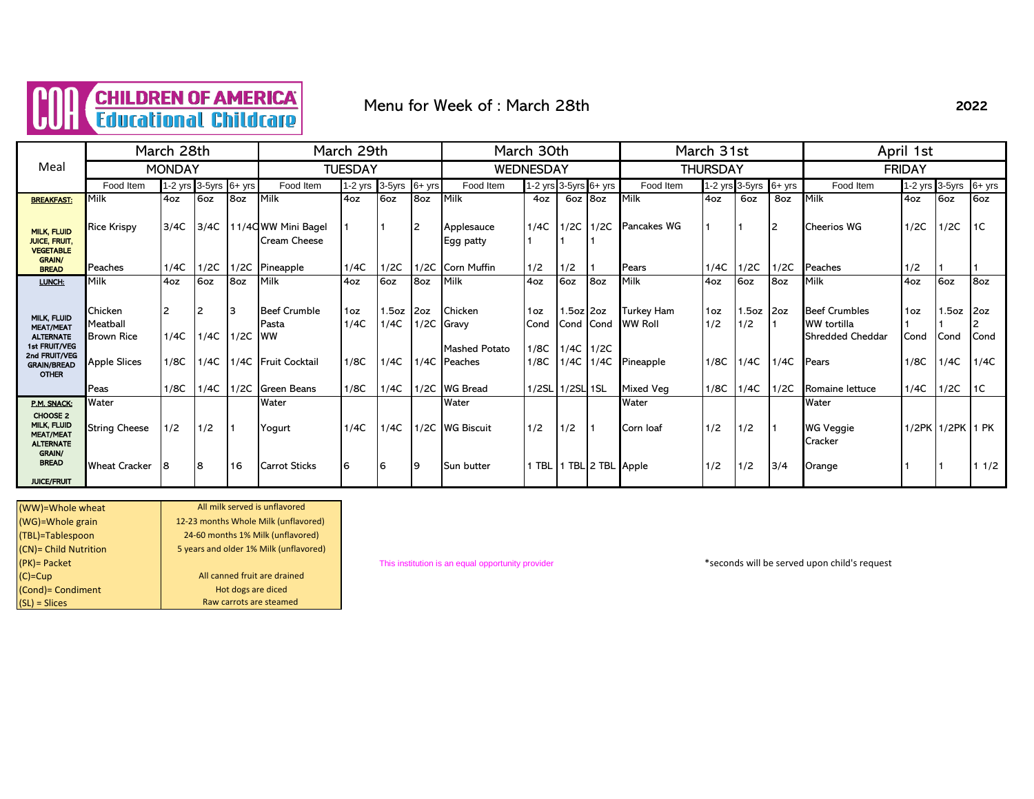# CHILDREN OF AMERICA Educational Childcare

## Menu for Week of : March 28th

2022

| Meal | March 28th MONDAY | | | | March 29th TUESDAY | | | | March 30th WEDNESDAY | | | | March 31st THURSDAY | | | | April 1st FRIDAY | | | |
|---|---|---|---|---|---|---|---|---|---|---|---|---|---|---|---|---|---|---|---|---|
| | Food Item | 1-2 yrs | 3-5yrs | 6+ yrs | Food Item | 1-2 yrs | 3-5yrs | 6+ yrs | Food Item | 1-2 yrs | 3-5yrs | 6+ yrs | Food Item | 1-2 yrs | 3-5yrs | 6+ yrs | Food Item | 1-2 yrs | 3-5yrs | 6+ yrs |
| **BREAKFAST:** | Milk | 4oz | 6oz | 8oz | Milk | 4oz | 6oz | 8oz | Milk | 4oz | 6oz | 8oz | Milk | 4oz | 6oz | 8oz | Milk | 4oz | 6oz | 6oz |
| MILK, FLUID JUICE, FRUIT, VEGETABLE GRAIN/ BREAD | Rice Krispy | 3/4C | 3/4C | 1 1/4C | WW Mini Bagel Cream Cheese | 1 | 1 | 2 | Applesauce Egg patty | 1/4C 1 | 1/2C 1 | 1/2C 1 | Pancakes WG | 1 | 1 | 2 | Cheerios WG | 1/2C | 1/2C | 1C |
| | Peaches | 1/4C | 1/2C | 1/2C | Pineapple | 1/4C | 1/2C | 1/2C | Corn Muffin | 1/2 | 1/2 | 1 | Pears | 1/4C | 1/2C | 1/2C | Peaches | 1/2 | 1 | 1 |
| **LUNCH:** | Milk | 4oz | 6oz | 8oz | Milk | 4oz | 6oz | 8oz | Milk | 4oz | 6oz | 8oz | Milk | 4oz | 6oz | 8oz | Milk | 4oz | 6oz | 8oz |
| MILK, FLUID MEAT/MEAT ALTERNATE 1st FRUIT/VEG 2nd FRUIT/VEG GRAIN/BREAD OTHER | Chicken Meatball Brown Rice | 2 1/4C | 2 1/4C | 3 1/2C | Beef Crumble Pasta WW | 1oz 1/4C | 1.5oz 1/4C | 2oz 1/2C | Chicken Gravy Mashed Potato | 1oz Cond 1/8C | 1.5oz Cond 1/4C | 2oz Cond 1/2C | Turkey Ham WW Roll | 1oz 1/2 | 1.5oz 1/2 | 2oz 1 | Beef Crumbles WW tortilla Shredded Cheddar | 1oz 1 Cond | 1.5oz 1 Cond | 2oz 2 Cond |
| | Apple Slices | 1/8C | 1/4C | 1/4C | Fruit Cocktail | 1/8C | 1/4C | 1/4C | Peaches | 1/8C | 1/4C | 1/4C | Pineapple | 1/8C | 1/4C | 1/4C | Pears | 1/8C | 1/4C | 1/4C |
| | Peas | 1/8C | 1/4C | 1/2C | Green Beans | 1/8C | 1/4C | 1/2C | WG Bread | 1/2SL | 1/2SL | 1SL | Mixed Veg | 1/8C | 1/4C | 1/2C | Romaine lettuce | 1/4C | 1/2C | 1C |
| **P.M. SNACK:** | Water | | | | Water | | | | Water | | | | Water | | | | Water | | | |
| CHOOSE 2 MILK, FLUID MEAT/MEAT ALTERNATE GRAIN/ BREAD | String Cheese | 1/2 | 1/2 | 1 | Yogurt | 1/4C | 1/4C | 1/2C | WG Biscuit | 1/2 | 1/2 | 1 | Corn loaf | 1/2 | 1/2 | 1 | WG Veggie Cracker | 1/2PK | 1/2PK | 1 PK |
| JUICE/FRUIT | Wheat Cracker | 8 | 8 | 16 | Carrot Sticks | 6 | 6 | 9 | Sun butter | 1 TBL | 1 TBL | 2 TBL | Apple | 1/2 | 1/2 | 3/4 | Orange | 1 | 1 | 1 1/2 |

| | |
|---|---|
| (WW)=Whole wheat | All milk served is unflavored |
| (WG)=Whole grain | 12-23 months Whole Milk (unflavored) |
| (TBL)=Tablespoon | 24-60 months 1% Milk (unflavored) |
| (CN)= Child Nutrition | 5 years and older 1% Milk (unflavored) |
| (PK)= Packet | |
| (C)=Cup | All canned fruit are drained |
| (Cond)= Condiment | Hot dogs are diced |
| (SL) = Slices | Raw carrots are steamed |

This institution is an equal opportunity provider

*seconds will be served upon child's request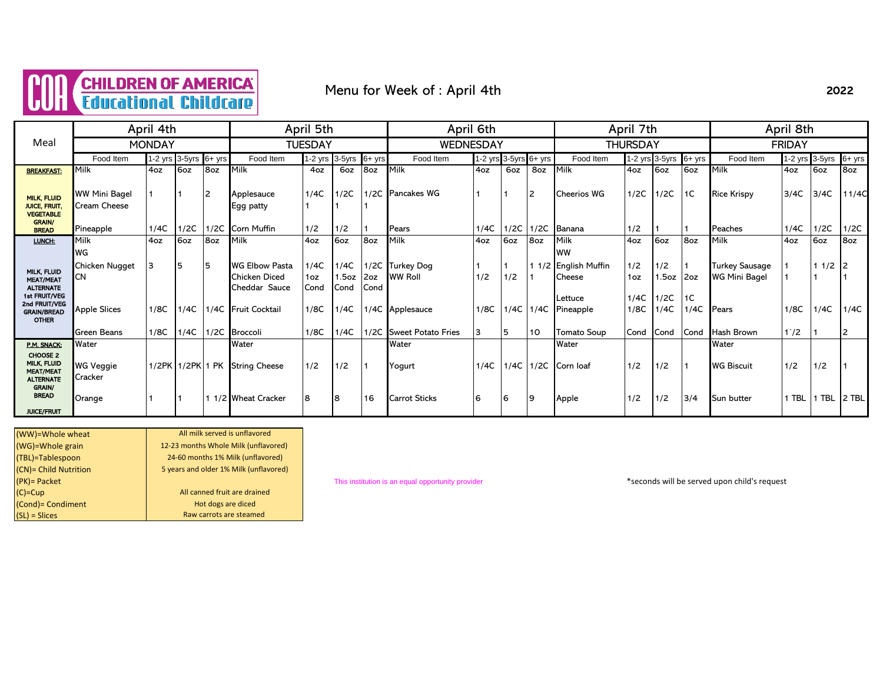CHILDREN OF AMERICA Educational Childcare

Menu for Week of : April 4th

2022

| Meal | April 4th MONDAY | | | | April 5th TUESDAY | | | | April 6th WEDNESDAY | | | | April 7th THURSDAY | | | | April 8th FRIDAY | | | |
|---|---|---|---|---|---|---|---|---|---|---|---|---|---|---|---|---|---|---|---|---|
| | Food Item | 1-2 yrs | 3-5yrs | 6+ yrs | Food Item | 1-2 yrs | 3-5yrs | 6+ yrs | Food Item | 1-2 yrs | 3-5yrs | 6+ yrs | Food Item | 1-2 yrs | 3-5yrs | 6+ yrs | Food Item | 1-2 yrs | 3-5yrs | 6+ yrs |
| **BREAKFAST:** | Milk | 4oz | 6oz | 8oz | Milk | 4oz | 6oz | 8oz | Milk | 4oz | 6oz | 8oz | Milk | 4oz | 6oz | 6oz | Milk | 4oz | 6oz | 8oz |
| MILK, FLUID JUICE, FRUIT, VEGETABLE GRAIN/ BREAD | WW Mini Bagel | 1 | 1 | 2 | Applesauce | 1/4C | 1/2C | 1/2C | Pancakes WG | 1 | 1 | 2 | Cheerios WG | 1/2C | 1/2C | 1C | Rice Krispy | 3/4C | 3/4C | 1 1/4C |
| | Cream Cheese | | | | Egg patty | 1 | 1 | 1 | | | | | | | | | | | | |
| | Pineapple | 1/4C | 1/2C | 1/2C | Corn Muffin | 1/2 | 1/2 | 1 | Pears | 1/4C | 1/2C | 1/2C | Banana | 1/2 | 1 | 1 | Peaches | 1/4C | 1/2C | 1/2C |
| **LUNCH:** | Milk | 4oz | 6oz | 8oz | Milk | 4oz | 6oz | 8oz | Milk | 4oz | 6oz | 8oz | Milk | 4oz | 6oz | 8oz | Milk | 4oz | 6oz | 8oz |
| MILK, FLUID MEAT/MEAT ALTERNATE 1st FRUIT/VEG 2nd FRUIT/VEG GRAIN/BREAD OTHER | WG | | | | | | | | | | | | WW | | | | | | | |
| | Chicken Nugget | 3 | 5 | 5 | WG Elbow Pasta | 1/4C | 1/4C | 1/2C | Turkey Dog | 1 | 1 | 1 1/2 | English Muffin | 1/2 | 1/2 | 1 | Turkey Sausage | 1 | 1 1/2 | 2 |
| | CN | | | | Chicken Diced | 1oz | 1.5oz | 2oz | WW Roll | 1/2 | 1/2 | 1 | Cheese | 1oz | 1.5oz | 2oz | WG Mini Bagel | 1 | 1 | 1 |
| | | | | | Cheddar Sauce | Cond | Cond | Cond | | | | | | | | | | | | |
| | | | | | | | | | | | | | Lettuce | 1/4C | 1/2C | 1C | | | | |
| | Apple Slices | 1/8C | 1/4C | 1/4C | Fruit Cocktail | 1/8C | 1/4C | 1/4C | Applesauce | 1/8C | 1/4C | 1/4C | Pineapple | 1/8C | 1/4C | 1/4C | Pears | 1/8C | 1/4C | 1/4C |
| | Green Beans | 1/8C | 1/4C | 1/2C | Broccoli | 1/8C | 1/4C | 1/2C | Sweet Potato Fries | 3 | 5 | 10 | Tomato Soup | Cond | Cond | Cond | Hash Brown | 1`/2 | 1 | 2 |
| **P.M. SNACK:** | Water | | | | Water | | | | Water | | | | Water | | | | Water | | | |
| CHOOSE 2 MILK, FLUID MEAT/MEAT ALTERNATE GRAIN/ BREAD | WG Veggie Cracker | 1/2PK | 1/2PK | 1 PK | String Cheese | 1/2 | 1/2 | 1 | Yogurt | 1/4C | 1/4C | 1/2C | Corn loaf | 1/2 | 1/2 | 1 | WG Biscuit | 1/2 | 1/2 | 1 |
| JUICE/FRUIT | Orange | 1 | 1 | 1 1/2 | Wheat Cracker | 8 | 8 | 16 | Carrot Sticks | 6 | 6 | 9 | Apple | 1/2 | 1/2 | 3/4 | Sun butter | 1 TBL | 1 TBL | 2 TBL |

| | |
|---|---|
| (WW)=Whole wheat | All milk served is unflavored |
| (WG)=Whole grain | 12-23 months Whole Milk (unflavored) |
| (TBL)=Tablespoon | 24-60 months 1% Milk (unflavored) |
| (CN)= Child Nutrition | 5 years and older 1% Milk (unflavored) |
| (PK)= Packet | |
| (C)=Cup | All canned fruit are drained |
| (Cond)= Condiment | Hot dogs are diced |
| (SL) = Slices | Raw carrots are steamed |

This institution is an equal opportunity provider

*seconds will be served upon child's request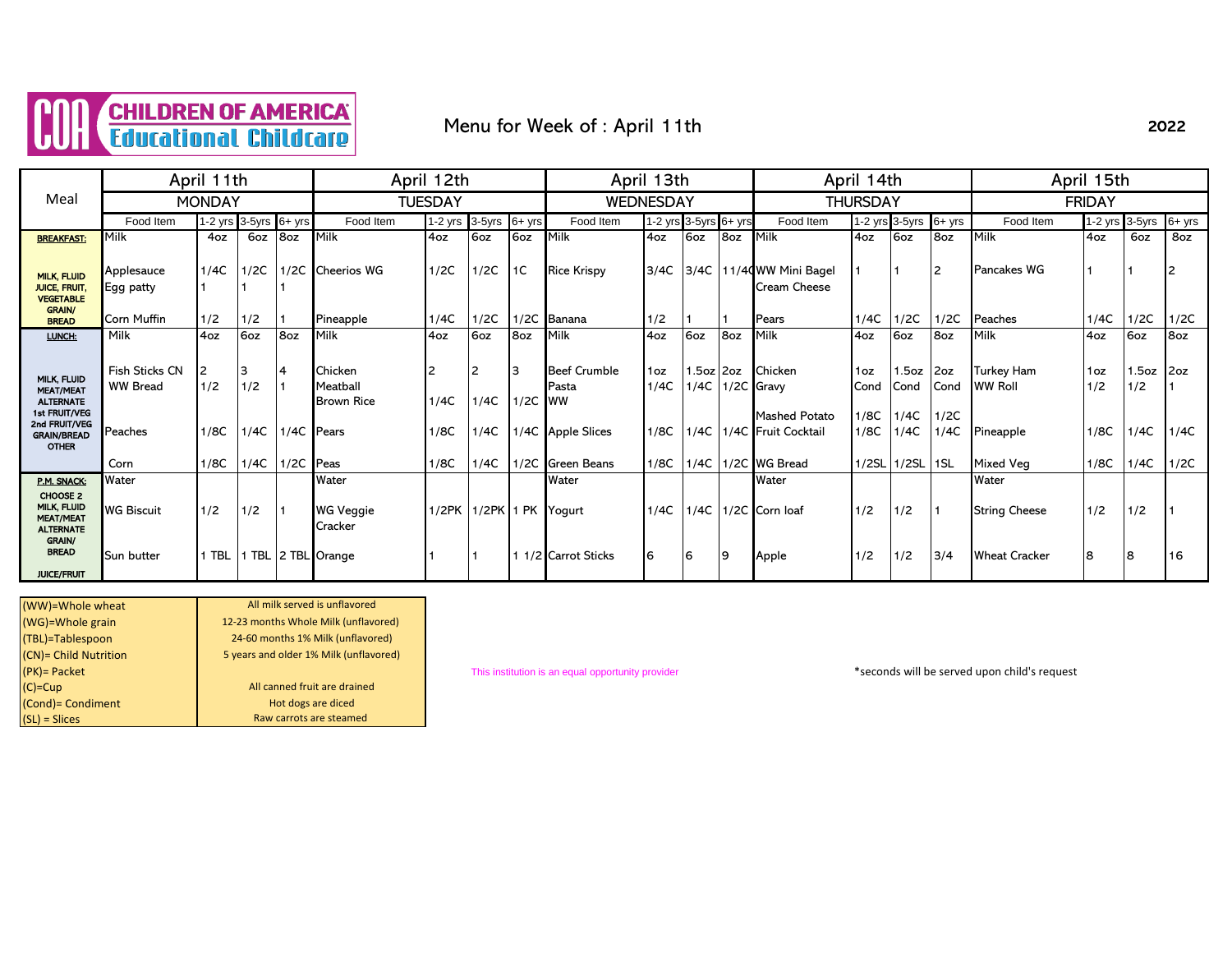# CHILDREN OF AMERICA Educational Childcare

## Menu for Week of : April 11th 2022

| Meal | April 11th MONDAY | | | | April 12th TUESDAY | | | | April 13th WEDNESDAY | | | | April 14th THURSDAY | | | | April 15th FRIDAY | | | |
|---|---|---|---|---|---|---|---|---|---|---|---|---|---|---|---|---|---|---|---|---|
| | Food Item | 1-2 yrs | 3-5yrs | 6+ yrs | Food Item | 1-2 yrs | 3-5yrs | 6+ yrs | Food Item | 1-2 yrs | 3-5yrs | 6+ yrs | Food Item | 1-2 yrs | 3-5yrs | 6+ yrs | Food Item | 1-2 yrs | 3-5yrs | 6+ yrs |
| **BREAKFAST:** | Milk | 4oz | 6oz | 8oz | Milk | 4oz | 6oz | 6oz | Milk | 4oz | 6oz | 8oz | Milk | 4oz | 6oz | 8oz | Milk | 4oz | 6oz | 8oz |
| MILK, FLUID JUICE, FRUIT, VEGETABLE GRAIN/ BREAD | Applesauce | 1/4C | 1/2C | 1/2C | Cheerios WG | 1/2C | 1/2C | 1C | Rice Krispy | 3/4C | 3/4C | 1 1/4C | WW Mini Bagel | 1 | 1 | 2 | Pancakes WG | 1 | 1 | 2 |
| | Egg patty | 1 | 1 | 1 | | | | | | | | | Cream Cheese | | | | | | | |
| | Corn Muffin | 1/2 | 1/2 | 1 | Pineapple | 1/4C | 1/2C | 1/2C | Banana | 1/2 | 1 | 1 | Pears | 1/4C | 1/2C | 1/2C | Peaches | 1/4C | 1/2C | 1/2C |
| **LUNCH:** | Milk | 4oz | 6oz | 8oz | Milk | 4oz | 6oz | 8oz | Milk | 4oz | 6oz | 8oz | Milk | 4oz | 6oz | 8oz | Milk | 4oz | 6oz | 8oz |
| MILK, FLUID MEAT/MEAT ALTERNATE 1st FRUIT/VEG 2nd FRUIT/VEG GRAIN/BREAD OTHER | Fish Sticks CN | 2 | 3 | 4 | Chicken | 2 | 2 | 3 | Beef Crumble | 1oz | 1.5oz | 2oz | Chicken | 1oz | 1.5oz | 2oz | Turkey Ham | 1oz | 1.5oz | 2oz |
| | WW Bread | 1/2 | 1/2 | 1 | Meatball | | | | Pasta | 1/4C | 1/4C | 1/2C | Gravy | Cond | Cond | Cond | WW Roll | 1/2 | 1/2 | 1 |
| | | | | | Brown Rice | 1/4C | 1/4C | 1/2C | WW | | | | | | | | | | | |
| | | | | | | | | | | | | | Mashed Potato | 1/8C | 1/4C | 1/2C | | | | |
| | Peaches | 1/8C | 1/4C | 1/4C | Pears | 1/8C | 1/4C | 1/4C | Apple Slices | 1/8C | 1/4C | 1/4C | Fruit Cocktail | 1/8C | 1/4C | 1/4C | Pineapple | 1/8C | 1/4C | 1/4C |
| | Corn | 1/8C | 1/4C | 1/2C | Peas | 1/8C | 1/4C | 1/2C | Green Beans | 1/8C | 1/4C | 1/2C | WG Bread | 1/2SL | 1/2SL | 1SL | Mixed Veg | 1/8C | 1/4C | 1/2C |
| **P.M. SNACK:** | Water | | | | Water | | | | Water | | | | Water | | | | Water | | | |
| CHOOSE 2 MILK, FLUID MEAT/MEAT ALTERNATE GRAIN/ BREAD JUICE/FRUIT | WG Biscuit | 1/2 | 1/2 | 1 | WG Veggie Cracker | 1/2PK | 1/2PK | 1 PK | Yogurt | 1/4C | 1/4C | 1/2C | Corn loaf | 1/2 | 1/2 | 1 | String Cheese | 1/2 | 1/2 | 1 |
| | Sun butter | 1 TBL | 1 TBL | 2 TBL | Orange | 1 | 1 | 1 1/2 | Carrot Sticks | 6 | 6 | 9 | Apple | 1/2 | 1/2 | 3/4 | Wheat Cracker | 8 | 8 | 16 |

| | |
|---|---|
| (WW)=Whole wheat | All milk served is unflavored |
| (WG)=Whole grain | 12-23 months Whole Milk (unflavored) |
| (TBL)=Tablespoon | 24-60 months 1% Milk (unflavored) |
| (CN)= Child Nutrition | 5 years and older 1% Milk (unflavored) |
| (PK)= Packet | |
| (C)=Cup | All canned fruit are drained |
| (Cond)= Condiment | Hot dogs are diced |
| (SL) = Slices | Raw carrots are steamed |

This institution is an equal opportunity provider

*seconds will be served upon child's request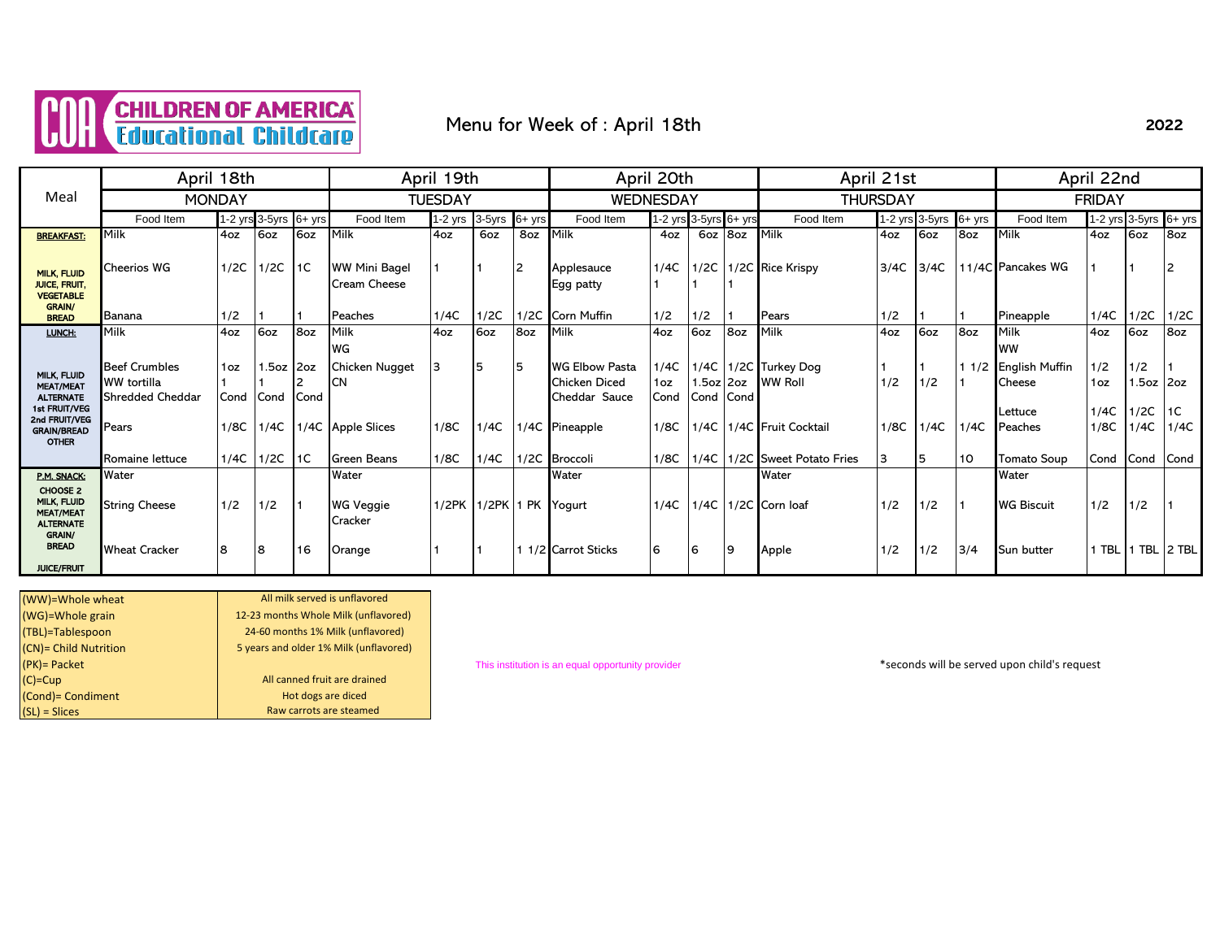# CHILDREN OF AMERICA Educational Childcare

## Menu for Week of : April 18th

2022

| Meal | April 18th MONDAY | | | | April 19th TUESDAY | | | | April 20th WEDNESDAY | | | | April 21st THURSDAY | | | | April 22nd FRIDAY | | | |
|---|---|---|---|---|---|---|---|---|---|---|---|---|---|---|---|---|---|---|---|---|
| | Food Item | 1-2 yrs | 3-5yrs | 6+ yrs | Food Item | 1-2 yrs | 3-5yrs | 6+ yrs | Food Item | 1-2 yrs | 3-5yrs | 6+ yrs | Food Item | 1-2 yrs | 3-5yrs | 6+ yrs | Food Item | 1-2 yrs | 3-5yrs | 6+ yrs |
| **BREAKFAST:** | Milk | 4oz | 6oz | 6oz | Milk | 4oz | 6oz | 8oz | Milk | 4oz | 6oz | 8oz | Milk | 4oz | 6oz | 8oz | Milk | 4oz | 6oz | 8oz |
| MILK, FLUID JUICE, FRUIT, VEGETABLE GRAIN/ BREAD | Cheerios WG | 1/2C | 1/2C | 1C | WW Mini Bagel | 1 | 1 | 2 | Applesauce | 1/4C | 1/2C | 1/2C | Rice Krispy | 3/4C | 3/4C | 1 1/4C | Pancakes WG | 1 | 1 | 2 |
| | | | | | Cream Cheese | | | | Egg patty | 1 | 1 | 1 | | | | | | | | |
| | Banana | 1/2 | 1 | 1 | Peaches | 1/4C | 1/2C | 1/2C | Corn Muffin | 1/2 | 1/2 | 1 | Pears | 1/2 | 1 | 1 | Pineapple | 1/4C | 1/2C | 1/2C |
| **LUNCH:** | Milk | 4oz | 6oz | 8oz | Milk | 4oz | 6oz | 8oz | Milk | 4oz | 6oz | 8oz | Milk | 4oz | 6oz | 8oz | Milk | 4oz | 6oz | 8oz |
| MILK, FLUID MEAT/MEAT ALTERNATE 1st FRUIT/VEG 2nd FRUIT/VEG GRAIN/BREAD OTHER | | | | | WG | | | | | | | | | | | | WW | | | |
| | Beef Crumbles | 1oz | 1.5oz | 2oz | Chicken Nugget | 3 | 5 | 5 | WG Elbow Pasta | 1/4C | 1/4C | 1/2C | Turkey Dog | 1 | 1 | 1 1/2 | English Muffin | 1/2 | 1/2 | 1 |
| | WW tortilla | 1 | 1 | 2 | CN | | | | Chicken Diced | 1oz | 1.5oz | 2oz | WW Roll | 1/2 | 1/2 | 1 | Cheese | 1oz | 1.5oz | 2oz |
| | Shredded Cheddar | Cond | Cond | Cond | | | | | Cheddar Sauce | Cond | Cond | Cond | | | | | | | | |
| | | | | | | | | | | | | | | | | | Lettuce | 1/4C | 1/2C | 1C |
| | Pears | 1/8C | 1/4C | 1/4C | Apple Slices | 1/8C | 1/4C | 1/4C | Pineapple | 1/8C | 1/4C | 1/4C | Fruit Cocktail | 1/8C | 1/4C | 1/4C | Peaches | 1/8C | 1/4C | 1/4C |
| | Romaine lettuce | 1/4C | 1/2C | 1C | Green Beans | 1/8C | 1/4C | 1/2C | Broccoli | 1/8C | 1/4C | 1/2C | Sweet Potato Fries | 3 | 5 | 10 | Tomato Soup | Cond | Cond | Cond |
| **P.M. SNACK:** | Water | | | | Water | | | | Water | | | | Water | | | | Water | | | |
| CHOOSE 2 MILK, FLUID MEAT/MEAT ALTERNATE GRAIN/ BREAD | String Cheese | 1/2 | 1/2 | 1 | WG Veggie Cracker | 1/2PK | 1/2PK | 1 PK | Yogurt | 1/4C | 1/4C | 1/2C | Corn loaf | 1/2 | 1/2 | 1 | WG Biscuit | 1/2 | 1/2 | 1 |
| JUICE/FRUIT | Wheat Cracker | 8 | 8 | 16 | Orange | 1 | 1 | 1 1/2 | Carrot Sticks | 6 | 6 | 9 | Apple | 1/2 | 1/2 | 3/4 | Sun butter | 1 TBL | 1 TBL | 2 TBL |

| | |
|---|---|
| (WW)=Whole wheat | All milk served is unflavored |
| (WG)=Whole grain | 12-23 months Whole Milk (unflavored) |
| (TBL)=Tablespoon | 24-60 months 1% Milk (unflavored) |
| (CN)= Child Nutrition | 5 years and older 1% Milk (unflavored) |
| (PK)= Packet | |
| (C)=Cup | All canned fruit are drained |
| (Cond)= Condiment | Hot dogs are diced |
| (SL) = Slices | Raw carrots are steamed |

This institution is an equal opportunity provider

*seconds will be served upon child's request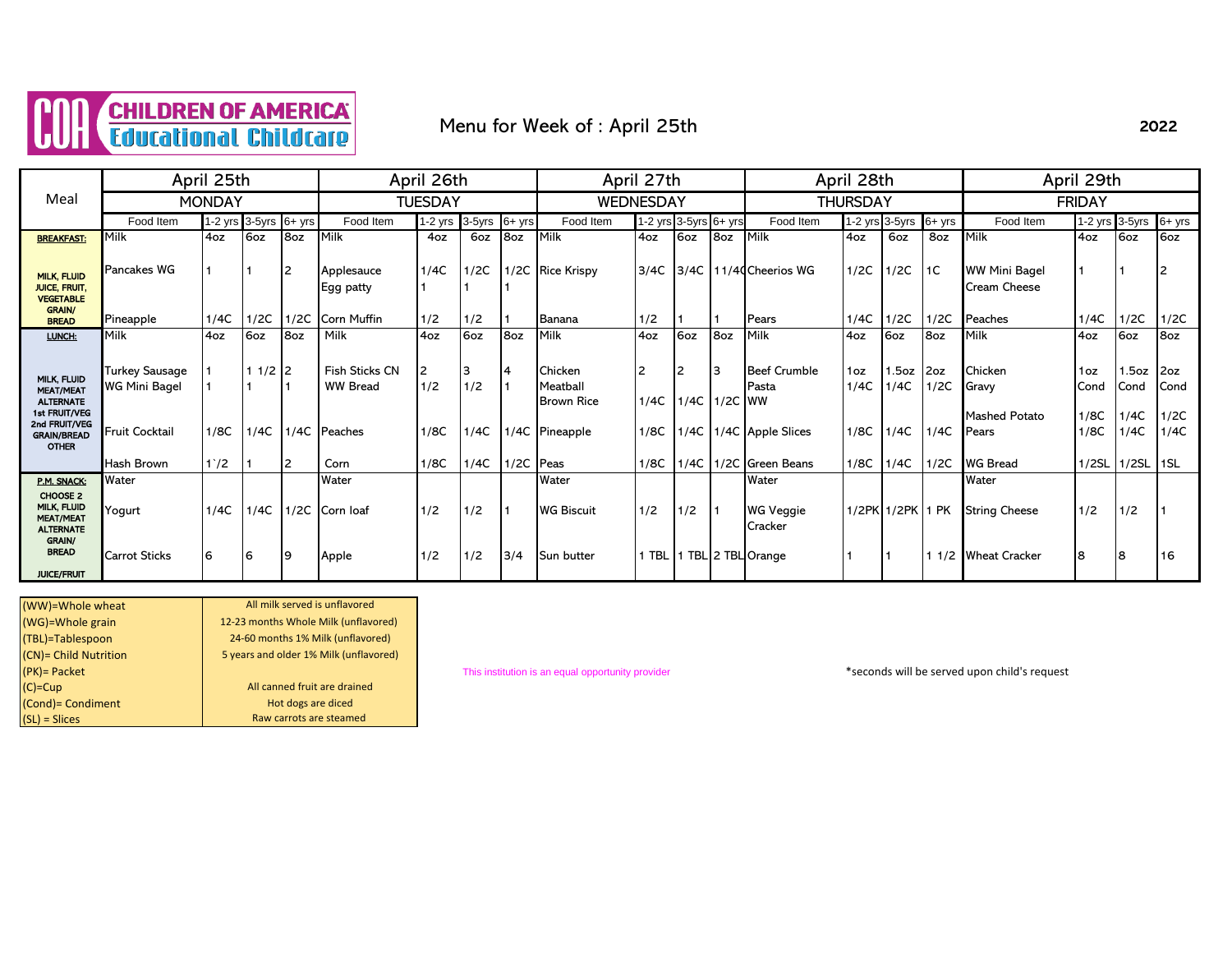CHILDREN OF AMERICA Educational Childcare

# Menu for Week of : April 25th

**2022**

| Meal | April 25th | | | | April 26th | | | | April 27th | | | | April 28th | | | | April 29th | | | |
|---|---|---|---|---|---|---|---|---|---|---|---|---|---|---|---|---|---|---|---|---|
| | MONDAY | | | | TUESDAY | | | | WEDNESDAY | | | | THURSDAY | | | | FRIDAY | | | |
| | Food Item | 1-2 yrs | 3-5yrs | 6+ yrs | Food Item | 1-2 yrs | 3-5yrs | 6+ yrs | Food Item | 1-2 yrs | 3-5yrs | 6+ yrs | Food Item | 1-2 yrs | 3-5yrs | 6+ yrs | Food Item | 1-2 yrs | 3-5yrs | 6+ yrs |
| **BREAKFAST:** | Milk | 4oz | 6oz | 8oz | Milk | 4oz | 6oz | 8oz | Milk | 4oz | 6oz | 8oz | Milk | 4oz | 6oz | 8oz | Milk | 4oz | 6oz | 6oz |
| MILK, FLUID JUICE, FRUIT, VEGETABLE GRAIN/ BREAD | Pancakes WG | 1 | 1 | 2 | Applesauce | 1/4C | 1/2C | 1/2C | Rice Krispy | 3/4C | 3/4C | 11/4C | Cheerios WG | 1/2C | 1/2C | 1C | WW Mini Bagel | 1 | 1 | 2 |
| | | | | | Egg patty | 1 | 1 | 1 | | | | | | | | | Cream Cheese | | | |
| | Pineapple | 1/4C | 1/2C | 1/2C | Corn Muffin | 1/2 | 1/2 | 1 | Banana | 1/2 | 1 | 1 | Pears | 1/4C | 1/2C | 1/2C | Peaches | 1/4C | 1/2C | 1/2C |
| **LUNCH:** | Milk | 4oz | 6oz | 8oz | Milk | 4oz | 6oz | 8oz | Milk | 4oz | 6oz | 8oz | Milk | 4oz | 6oz | 8oz | Milk | 4oz | 6oz | 8oz |
| MILK, FLUID MEAT/MEAT ALTERNATE 1st FRUIT/VEG 2nd FRUIT/VEG GRAIN/BREAD OTHER | Turkey Sausage | 1 | 1 1/2 | 2 | Fish Sticks CN | 2 | 3 | 4 | Chicken | 2 | 2 | 3 | Beef Crumble | 1oz | 1.5oz | 2oz | Chicken | 1oz | 1.5oz | 2oz |
| | WG Mini Bagel | 1 | 1 | 1 | WW Bread | 1/2 | 1/2 | 1 | Meatball | | | | Pasta | 1/4C | 1/4C | 1/2C | Gravy | Cond | Cond | Cond |
| | | | | | | | | | Brown Rice | 1/4C | 1/4C | 1/2C | WW | | | | | | | |
| | | | | | | | | | | | | | | | | | Mashed Potato | 1/8C | 1/4C | 1/2C |
| | Fruit Cocktail | 1/8C | 1/4C | 1/4C | Peaches | 1/8C | 1/4C | 1/4C | Pineapple | 1/8C | 1/4C | 1/4C | Apple Slices | 1/8C | 1/4C | 1/4C | Pears | 1/8C | 1/4C | 1/4C |
| | Hash Brown | 1`/2 | 1 | 2 | Corn | 1/8C | 1/4C | 1/2C | Peas | 1/8C | 1/4C | 1/2C | Green Beans | 1/8C | 1/4C | 1/2C | WG Bread | 1/2SL | 1/2SL | 1SL |
| **P.M. SNACK:** | Water | | | | Water | | | | Water | | | | Water | | | | Water | | | |
| CHOOSE 2 MILK, FLUID MEAT/MEAT ALTERNATE GRAIN/ BREAD JUICE/FRUIT | Yogurt | 1/4C | 1/4C | 1/2C | Corn loaf | 1/2 | 1/2 | 1 | WG Biscuit | 1/2 | 1/2 | 1 | WG Veggie Cracker | 1/2PK | 1/2PK | 1 PK | String Cheese | 1/2 | 1/2 | 1 |
| | Carrot Sticks | 6 | 6 | 9 | Apple | 1/2 | 1/2 | 3/4 | Sun butter | 1 TBL | 1 TBL | 2 TBL | Orange | 1 | 1 | 1 1/2 | Wheat Cracker | 8 | 8 | 16 |

| | |
|---|---|
| (WW)=Whole wheat | All milk served is unflavored |
| (WG)=Whole grain | 12-23 months Whole Milk (unflavored) |
| (TBL)=Tablespoon | 24-60 months 1% Milk (unflavored) |
| (CN)= Child Nutrition | 5 years and older 1% Milk (unflavored) |
| (PK)= Packet | |
| (C)=Cup | All canned fruit are drained |
| (Cond)= Condiment | Hot dogs are diced |
| (SL) = Slices | Raw carrots are steamed |

This institution is an equal opportunity provider

*seconds will be served upon child's request